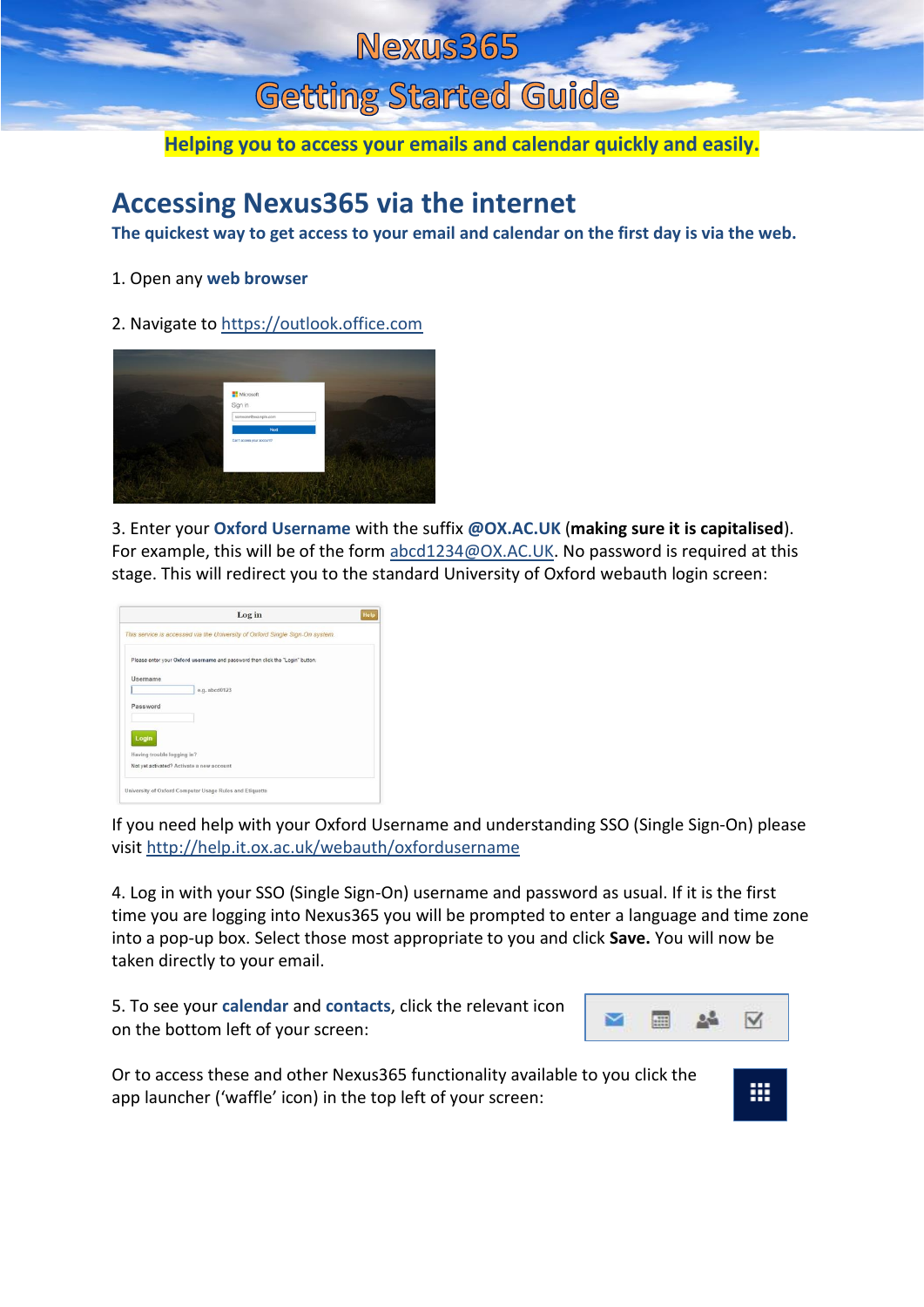# Nexus365

# Getting Started Guide

**Helping you to access your emails and calendar quickly and easily.**

## Accessing Nexus365 via the internet

**The quickest way to get access to your email and calendar on the first day is via the web.**

1. Open any **web browser**

2. Navigate to https://outlook.office.com

3. Enter your **Oxford Username** with the suffix **@OX.AC.UK** (**making sure it is capitalised**). For example, this will be of the form abcd1234@OX.AC.UK. No password is required at this stage. This will redirect you to the standard University of Oxford webauth login screen:

If you need help with your Oxford Username and understanding SSO (Single Sign-On) please visit http://help.it.ox.ac.uk/webauth/oxfordusername

4. Log in with your SSO (Single Sign-On) username and password as usual. If it is the first time you are logging into Nexus365 you will be prompted to enter a language and time zone into a pop-up box. Select those most appropriate to you and click **Save.** You will now be taken directly to your email.

5. To see your **calendar** and **contacts**, click the relevant icon on the bottom left of your screen:

Or to access these and other Nexus365 functionality available to you click the app launcher ('waffle' icon) in the top left of your screen: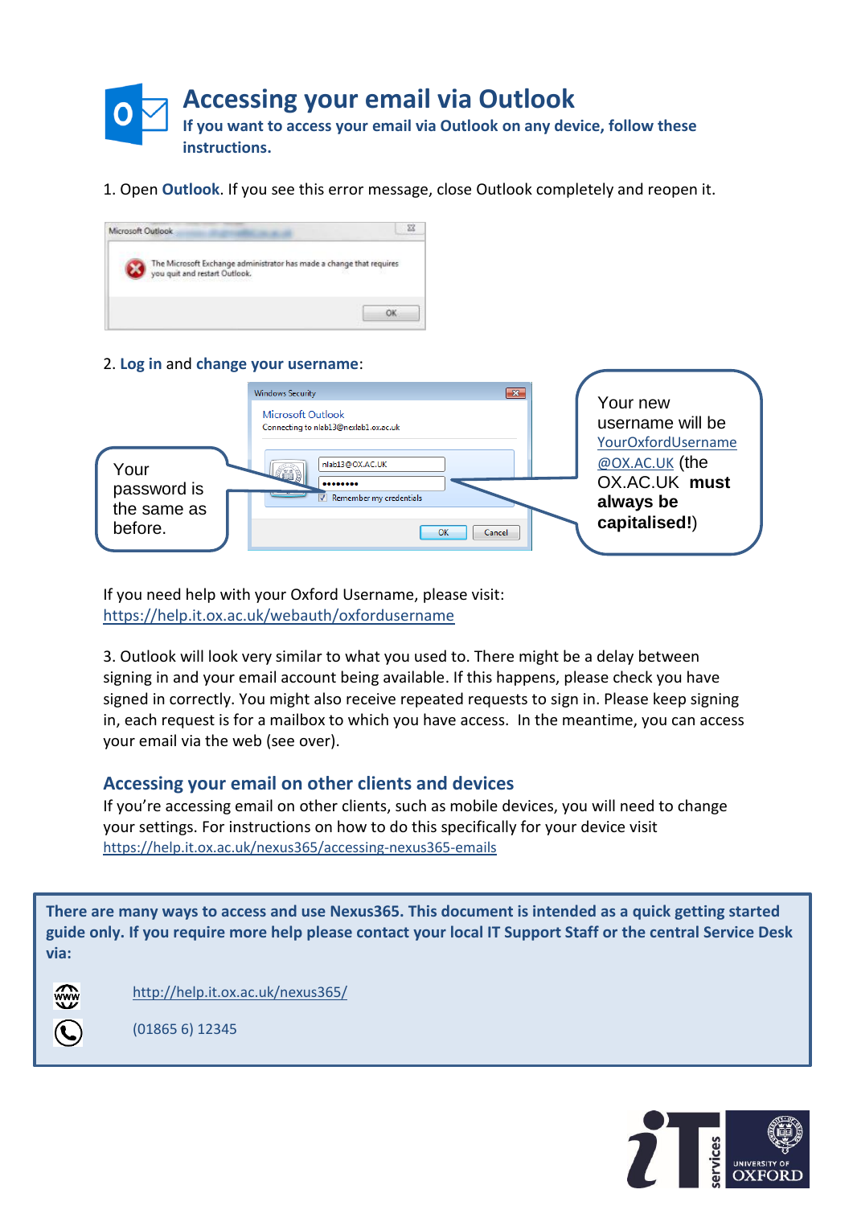# Accessing your email via Outlook

**If you want to access your email via Outlook on any device, follow these instructions.**

1. Open **Outlook**. If you see this error message, close Outlook completely and reopen it.

Microsoft Outlook

The Microsoft Exchange administrator has made a change that requires you quit and restart Outlook.

OK

2. **Log in** and **change your username**:

Windows Security

Microsoft Outlook

Connecting to nlab13@nexlab1.ox.ac.uk

nlab13@OX.AC.UK

••••••••

Remember my credentials

OK Cancel

Your password is the same as before.

Your new username will be YourOxfordUsername@OX.AC.UK (the OX.AC.UK **must always be capitalised!**)

If you need help with your Oxford Username, please visit: https://help.it.ox.ac.uk/webauth/oxfordusername

3. Outlook will look very similar to what you used to. There might be a delay between signing in and your email account being available. If this happens, please check you have signed in correctly. You might also receive repeated requests to sign in. Please keep signing in, each request is for a mailbox to which you have access. In the meantime, you can access your email via the web (see over).

## Accessing your email on other clients and devices

If you're accessing email on other clients, such as mobile devices, you will need to change your settings. For instructions on how to do this specifically for your device visit https://help.it.ox.ac.uk/nexus365/accessing-nexus365-emails

**There are many ways to access and use Nexus365. This document is intended as a quick getting started guide only. If you require more help please contact your local IT Support Staff or the central Service Desk via:**

http://help.it.ox.ac.uk/nexus365/

(01865 6) 12345